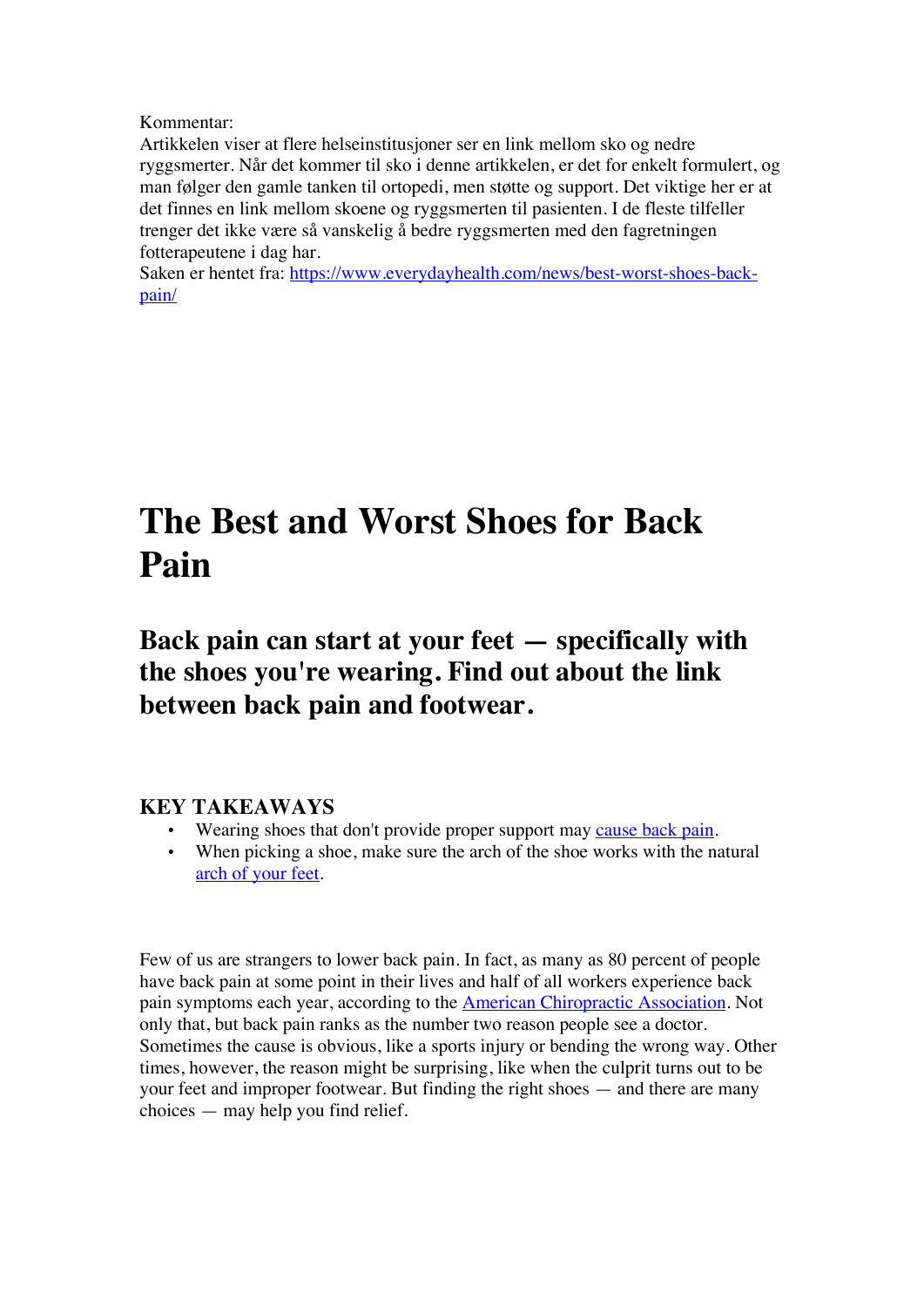Kommentar:
Artikkelen viser at flere helseinstitusjoner ser en link mellom sko og nedre ryggsmerter. Når det kommer til sko i denne artikkelen, er det for enkelt formulert, og man følger den gamle tanken til ortopedi, men støtte og support. Det viktige her er at det finnes en link mellom skoene og ryggsmerten til pasienten. I de fleste tilfeller trenger det ikke være så vanskelig å bedre ryggsmerten med den fagretningen fotterapeutene i dag har.
Saken er hentet fra: [https://www.everydayhealth.com/news/best-worst-shoes-back-pain/](https://www.everydayhealth.com/news/best-worst-shoes-back-pain/)

# The Best and Worst Shoes for Back Pain

## Back pain can start at your feet — specifically with the shoes you're wearing. Find out about the link between back pain and footwear.

### KEY TAKEAWAYS

- Wearing shoes that don't provide proper support may cause back pain.
- When picking a shoe, make sure the arch of the shoe works with the natural arch of your feet.

Few of us are strangers to lower back pain. In fact, as many as 80 percent of people have back pain at some point in their lives and half of all workers experience back pain symptoms each year, according to the American Chiropractic Association. Not only that, but back pain ranks as the number two reason people see a doctor. Sometimes the cause is obvious, like a sports injury or bending the wrong way. Other times, however, the reason might be surprising, like when the culprit turns out to be your feet and improper footwear. But finding the right shoes — and there are many choices — may help you find relief.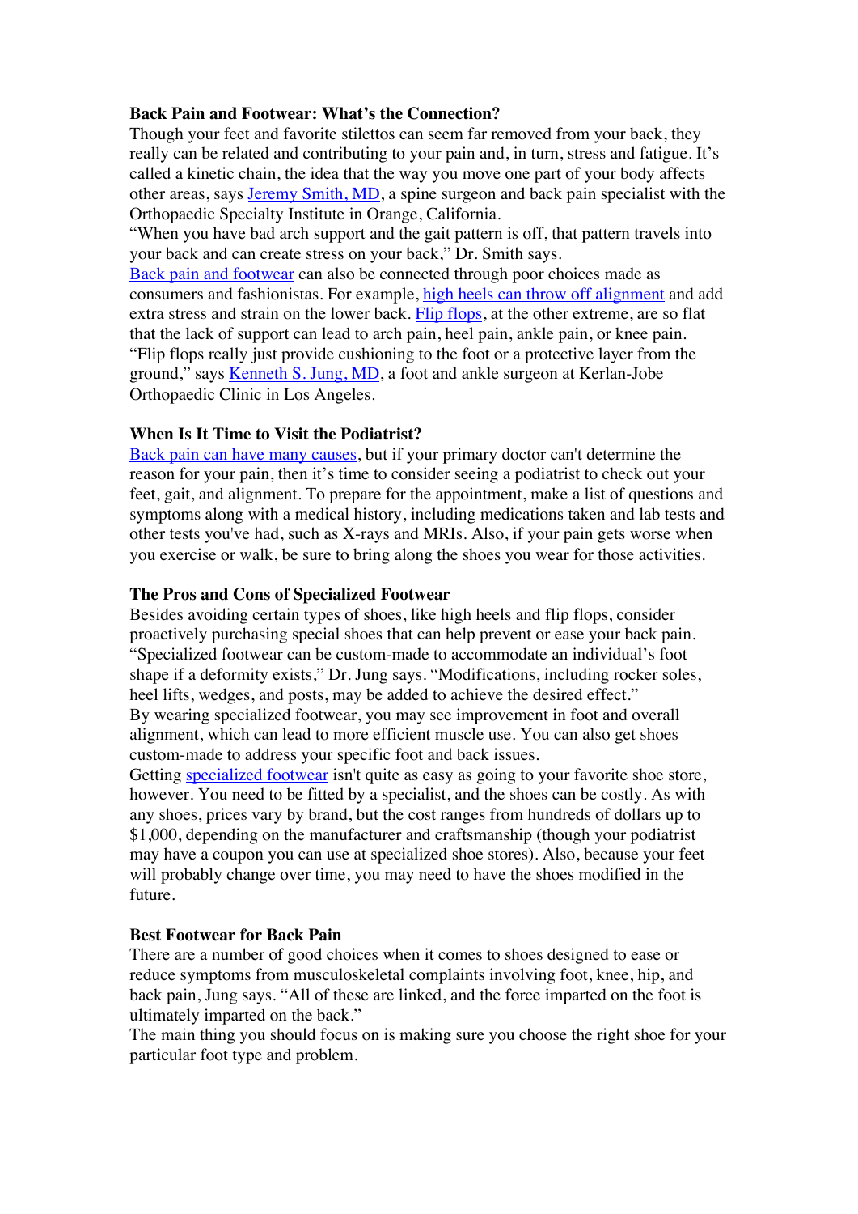**Back Pain and Footwear: What's the Connection?**

Though your feet and favorite stilettos can seem far removed from your back, they really can be related and contributing to your pain and, in turn, stress and fatigue. It's called a kinetic chain, the idea that the way you move one part of your body affects other areas, says Jeremy Smith, MD, a spine surgeon and back pain specialist with the Orthopaedic Specialty Institute in Orange, California.

"When you have bad arch support and the gait pattern is off, that pattern travels into your back and can create stress on your back," Dr. Smith says.

Back pain and footwear can also be connected through poor choices made as consumers and fashionistas. For example, high heels can throw off alignment and add extra stress and strain on the lower back. Flip flops, at the other extreme, are so flat that the lack of support can lead to arch pain, heel pain, ankle pain, or knee pain. "Flip flops really just provide cushioning to the foot or a protective layer from the ground," says Kenneth S. Jung, MD, a foot and ankle surgeon at Kerlan-Jobe Orthopaedic Clinic in Los Angeles.

**When Is It Time to Visit the Podiatrist?**

Back pain can have many causes, but if your primary doctor can't determine the reason for your pain, then it's time to consider seeing a podiatrist to check out your feet, gait, and alignment. To prepare for the appointment, make a list of questions and symptoms along with a medical history, including medications taken and lab tests and other tests you've had, such as X-rays and MRIs. Also, if your pain gets worse when you exercise or walk, be sure to bring along the shoes you wear for those activities.

**The Pros and Cons of Specialized Footwear**

Besides avoiding certain types of shoes, like high heels and flip flops, consider proactively purchasing special shoes that can help prevent or ease your back pain. "Specialized footwear can be custom-made to accommodate an individual's foot shape if a deformity exists," Dr. Jung says. "Modifications, including rocker soles, heel lifts, wedges, and posts, may be added to achieve the desired effect."

By wearing specialized footwear, you may see improvement in foot and overall alignment, which can lead to more efficient muscle use. You can also get shoes custom-made to address your specific foot and back issues.

Getting specialized footwear isn't quite as easy as going to your favorite shoe store, however. You need to be fitted by a specialist, and the shoes can be costly. As with any shoes, prices vary by brand, but the cost ranges from hundreds of dollars up to $1,000, depending on the manufacturer and craftsmanship (though your podiatrist may have a coupon you can use at specialized shoe stores). Also, because your feet will probably change over time, you may need to have the shoes modified in the future.

**Best Footwear for Back Pain**

There are a number of good choices when it comes to shoes designed to ease or reduce symptoms from musculoskeletal complaints involving foot, knee, hip, and back pain, Jung says. "All of these are linked, and the force imparted on the foot is ultimately imparted on the back."

The main thing you should focus on is making sure you choose the right shoe for your particular foot type and problem.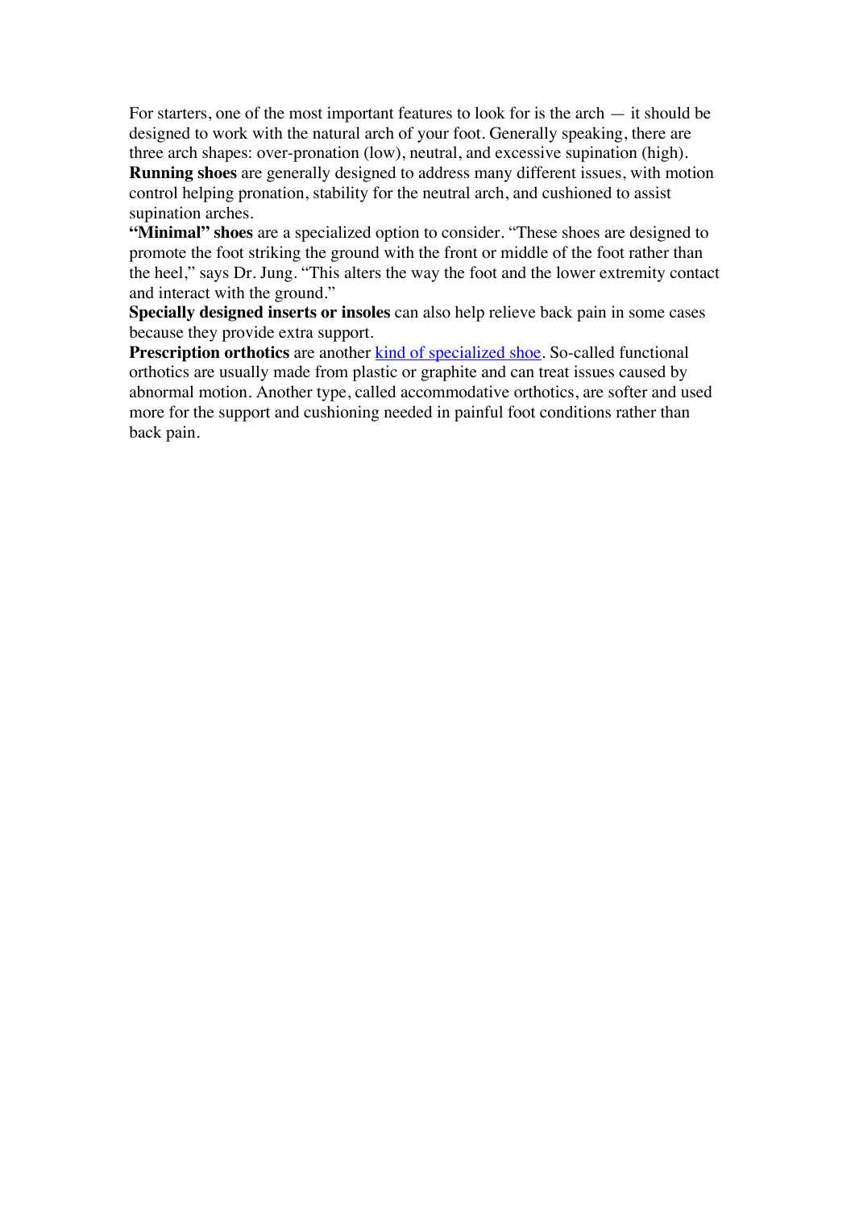For starters, one of the most important features to look for is the arch — it should be designed to work with the natural arch of your foot. Generally speaking, there are three arch shapes: over-pronation (low), neutral, and excessive supination (high).

**Running shoes** are generally designed to address many different issues, with motion control helping pronation, stability for the neutral arch, and cushioned to assist supination arches.

**"Minimal" shoes** are a specialized option to consider. "These shoes are designed to promote the foot striking the ground with the front or middle of the foot rather than the heel," says Dr. Jung. "This alters the way the foot and the lower extremity contact and interact with the ground."

**Specially designed inserts or insoles** can also help relieve back pain in some cases because they provide extra support.

**Prescription orthotics** are another kind of specialized shoe. So-called functional orthotics are usually made from plastic or graphite and can treat issues caused by abnormal motion. Another type, called accommodative orthotics, are softer and used more for the support and cushioning needed in painful foot conditions rather than back pain.